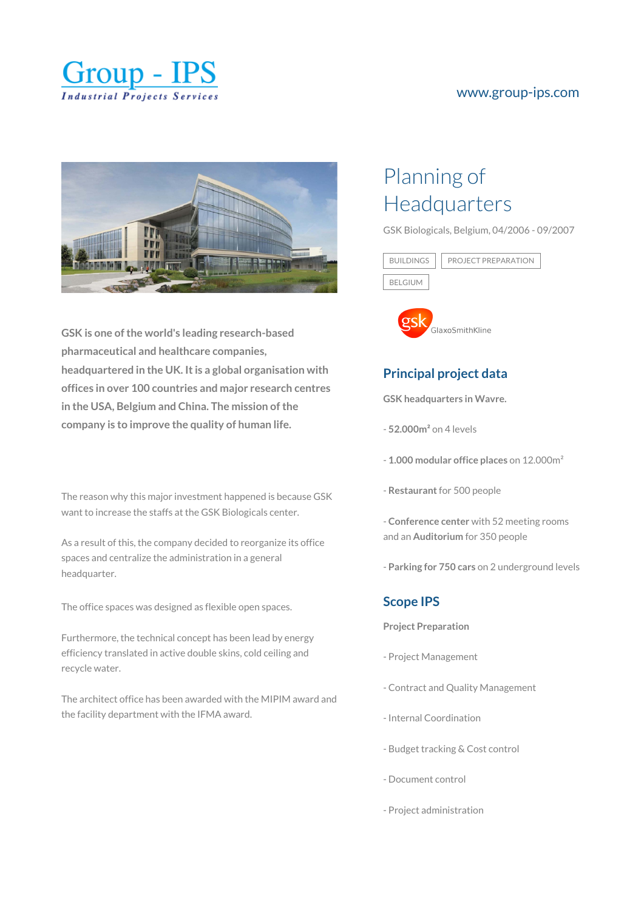Group - IPS
Industrial Projects Services

www.group-ips.com

# Planning of Headquarters

GSK Biologicals, Belgium, 04/2006 - 09/2007

BUILDINGS | PROJECT PREPARATION | BELGIUM

gsk GlaxoSmithKline

**GSK is one of the world's leading research-based pharmaceutical and healthcare companies, headquartered in the UK. It is a global organisation with offices in over 100 countries and major research centres in the USA, Belgium and China. The mission of the company is to improve the quality of human life.**

The reason why this major investment happened is because GSK want to increase the staffs at the GSK Biologicals center.

As a result of this, the company decided to reorganize its office spaces and centralize the administration in a general headquarter.

The office spaces was designed as flexible open spaces.

Furthermore, the technical concept has been lead by energy efficiency translated in active double skins, cold ceiling and recycle water.

The architect office has been awarded with the MIPIM award and the facility department with the IFMA award.

## Principal project data

**GSK headquarters in Wavre.**

- **52.000m²** on 4 levels
- **1.000 modular office places** on 12.000m²
- **Restaurant** for 500 people
- **Conference center** with 52 meeting rooms and an **Auditorium** for 350 people
- **Parking for 750 cars** on 2 underground levels

## Scope IPS

**Project Preparation**

- Project Management
- Contract and Quality Management
- Internal Coordination
- Budget tracking & Cost control
- Document control
- Project administration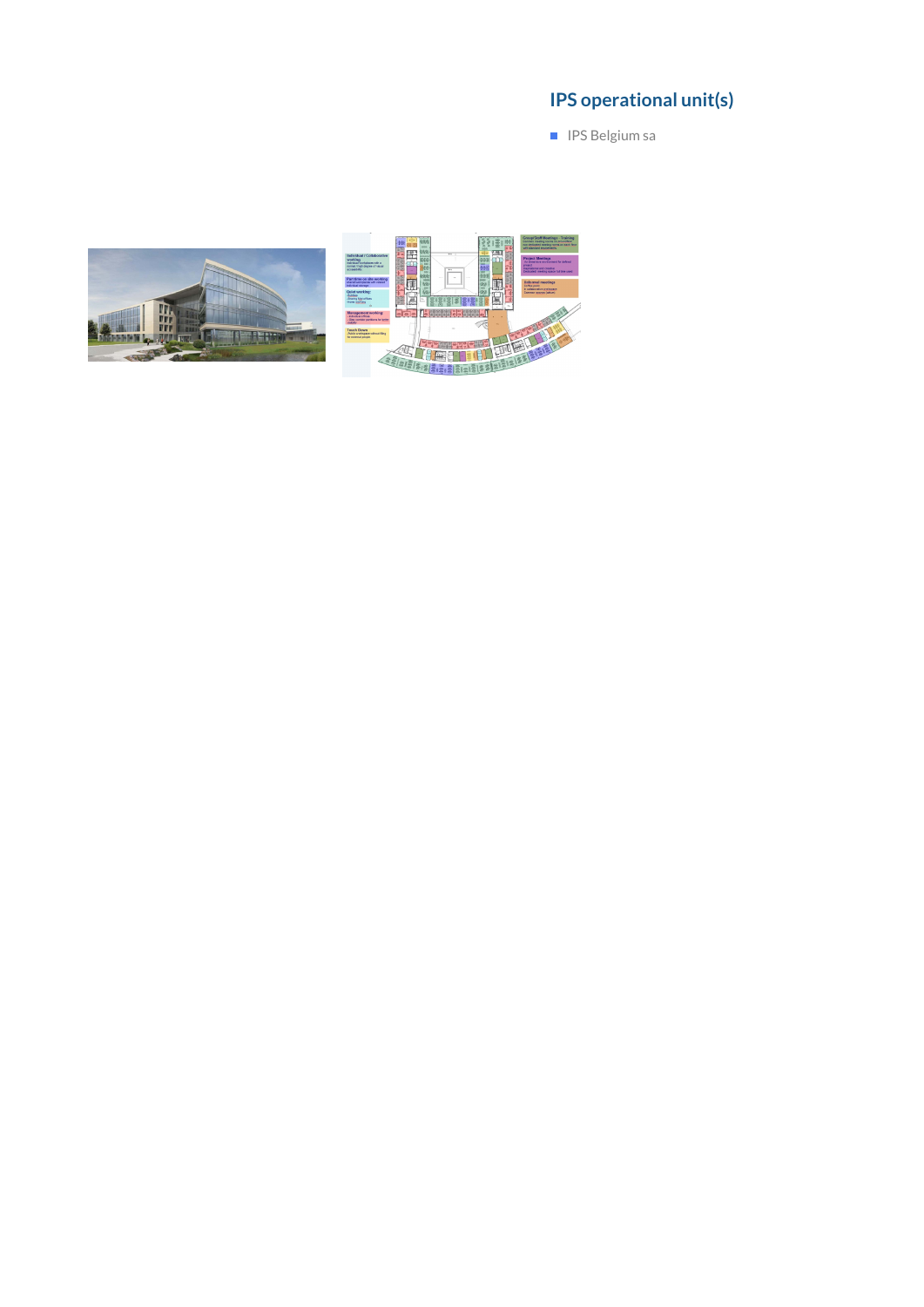## IPS operational unit(s)

- IPS Belgium sa